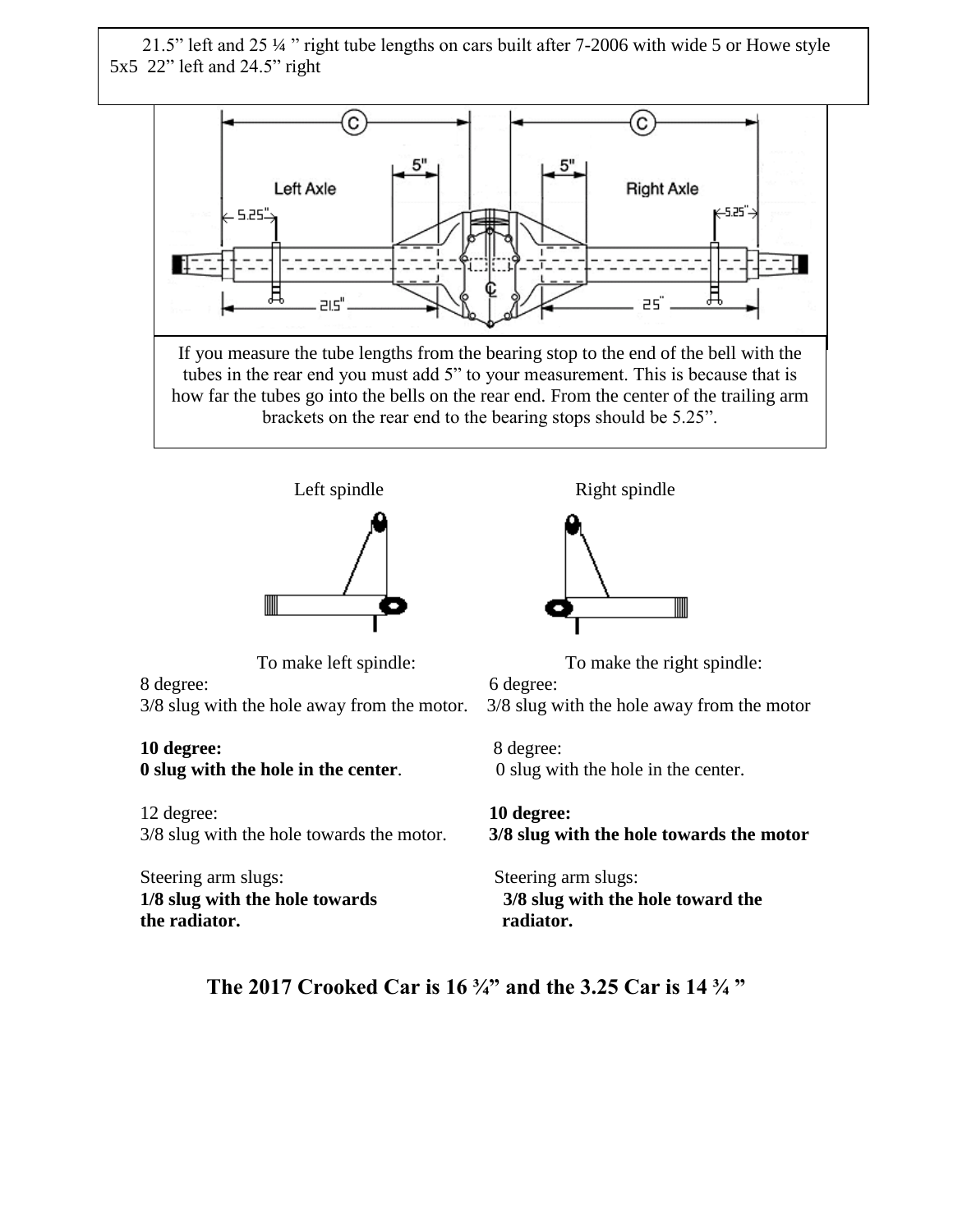21.5” left and 25 ¼ ” right tube lengths on cars built after 7-2006 with wide 5 or Howe style 5x5 22” left and 24.5” right

If you measure the tube lengths from the bearing stop to the end of the bell with the tubes in the rear end you must add 5” to your measurement. This is because that is how far the tubes go into the bells on the rear end. From the center of the trailing arm brackets on the rear end to the bearing stops should be 5.25”.

| Left spindle | Right spindle |
| --- | --- |
| To make left spindle: | To make the right spindle: |
| 8 degree:<br>3/8 slug with the hole away from the motor. | 6 degree:<br>3/8 slug with the hole away from the motor |
| **10 degree:**<br>**0 slug with the hole in the center**. | 8 degree:<br>0 slug with the hole in the center. |
| 12 degree:<br>3/8 slug with the hole towards the motor. | **10 degree:**<br>**3/8 slug with the hole towards the motor** |
| Steering arm slugs:<br>**1/8 slug with the hole towards the radiator.** | Steering arm slugs:<br>**3/8 slug with the hole toward the radiator.** |

**The 2017 Crooked Car is 16 ¾” and the 3.25 Car is 14 ¾ ”**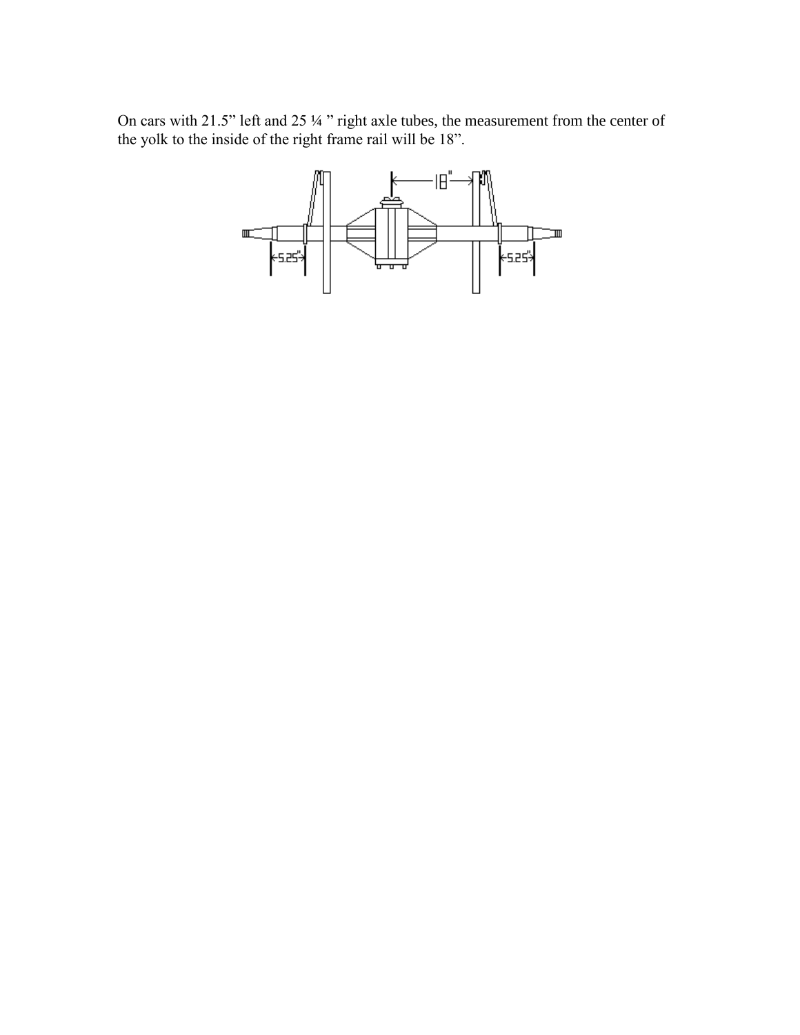On cars with 21.5" left and 25 ¼ " right axle tubes, the measurement from the center of the yolk to the inside of the right frame rail will be 18".

18"

5.25"

5.25"